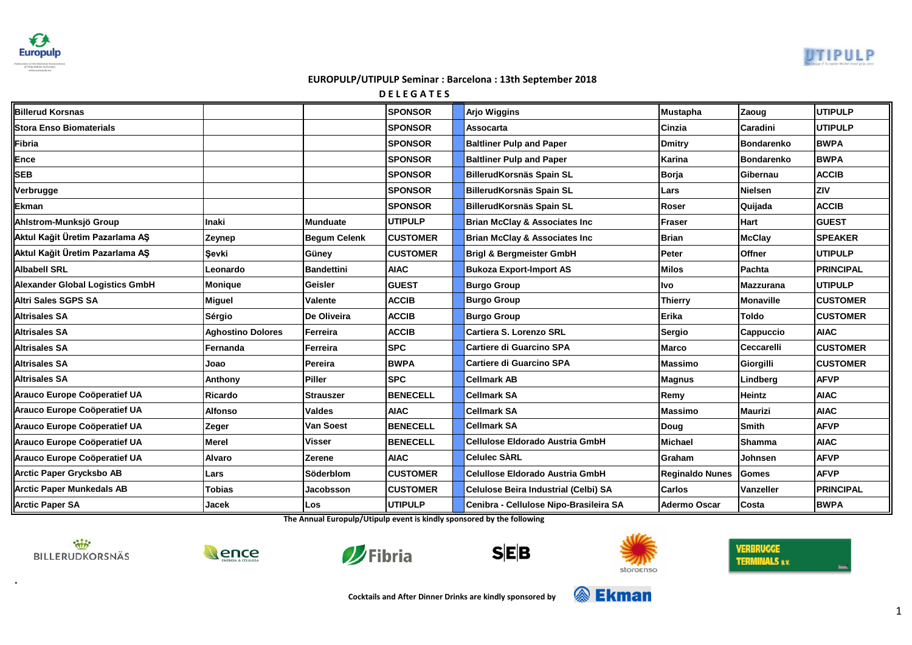**EUROPULP/UTIPULP Seminar : Barcelona : 13th September 2018**

**D E L E G A T E S**

| Company | First Name | Last Name | Category | | Company | First Name | Last Name | Category |
|---|---|---|---|---|---|---|---|---|
| Billerud Korsnas | | | SPONSOR | | Arjo Wiggins | Mustapha | Zaoug | UTIPULP |
| Stora Enso Biomaterials | | | SPONSOR | | Assocarta | Cinzia | Caradini | UTIPULP |
| Fibria | | | SPONSOR | | Baltliner Pulp and Paper | Dmitry | Bondarenko | BWPA |
| Ence | | | SPONSOR | | Baltliner Pulp and Paper | Karina | Bondarenko | BWPA |
| SEB | | | SPONSOR | | BillerudKorsnäs Spain SL | Borja | Gibernau | ACCIB |
| Verbrugge | | | SPONSOR | | BillerudKorsnäs Spain SL | Lars | Nielsen | ZIV |
| Ekman | | | SPONSOR | | BillerudKorsnäs Spain SL | Roser | Quijada | ACCIB |
| Ahlstrom-Munksjö Group | Inaki | Munduate | UTIPULP | | Brian McClay & Associates Inc | Fraser | Hart | GUEST |
| Aktul Kağit Üretim Pazarlama AŞ | Zeynep | Begum Celenk | CUSTOMER | | Brian McClay & Associates Inc | Brian | McClay | SPEAKER |
| Aktul Kağit Üretim Pazarlama AŞ | Şevki | Güney | CUSTOMER | | Brigl & Bergmeister GmbH | Peter | Offner | UTIPULP |
| Albabell SRL | Leonardo | Bandettini | AIAC | | Bukoza Export-Import AS | Milos | Pachta | PRINCIPAL |
| Alexander Global Logistics GmbH | Monique | Geisler | GUEST | | Burgo Group | Ivo | Mazzurana | UTIPULP |
| Altri Sales SGPS SA | Miguel | Valente | ACCIB | | Burgo Group | Thierry | Monaville | CUSTOMER |
| Altrisales SA | Sérgio | De Oliveira | ACCIB | | Burgo Group | Erika | Toldo | CUSTOMER |
| Altrisales SA | Aghostino Dolores | Ferreira | ACCIB | | Cartiera S. Lorenzo SRL | Sergio | Cappuccio | AIAC |
| Altrisales SA | Fernanda | Ferreira | SPC | | Cartiere di Guarcino SPA | Marco | Ceccarelli | CUSTOMER |
| Altrisales SA | Joao | Pereira | BWPA | | Cartiere di Guarcino SPA | Massimo | Giorgilli | CUSTOMER |
| Altrisales SA | Anthony | Piller | SPC | | Cellmark AB | Magnus | Lindberg | AFVP |
| Arauco Europe Coöperatief UA | Ricardo | Strauszer | BENECELL | | Cellmark SA | Remy | Heintz | AIAC |
| Arauco Europe Coöperatief UA | Alfonso | Valdes | AIAC | | Cellmark SA | Massimo | Maurizi | AIAC |
| Arauco Europe Coöperatief UA | Zeger | Van Soest | BENECELL | | Cellmark SA | Doug | Smith | AFVP |
| Arauco Europe Coöperatief UA | Merel | Visser | BENECELL | | Cellulose Eldorado Austria GmbH | Michael | Shamma | AIAC |
| Arauco Europe Coöperatief UA | Alvaro | Zerene | AIAC | | Celulec SÀRL | Graham | Johnsen | AFVP |
| Arctic Paper Grycksbo AB | Lars | Söderblom | CUSTOMER | | Celullose Eldorado Austria GmbH | Reginaldo Nunes | Gomes | AFVP |
| Arctic Paper Munkedals AB | Tobias | Jacobsson | CUSTOMER | | Celulose Beira Industrial (Celbi) SA | Carlos | Vanzeller | PRINCIPAL |
| Arctic Paper SA | Jacek | Los | UTIPULP | | Cenibra - Cellulose Nipo-Brasileira SA | Adermo Oscar | Costa | BWPA |

The Annual Europulp/Utipulp event is kindly sponsored by the following

Cocktails and After Dinner Drinks are kindly sponsored by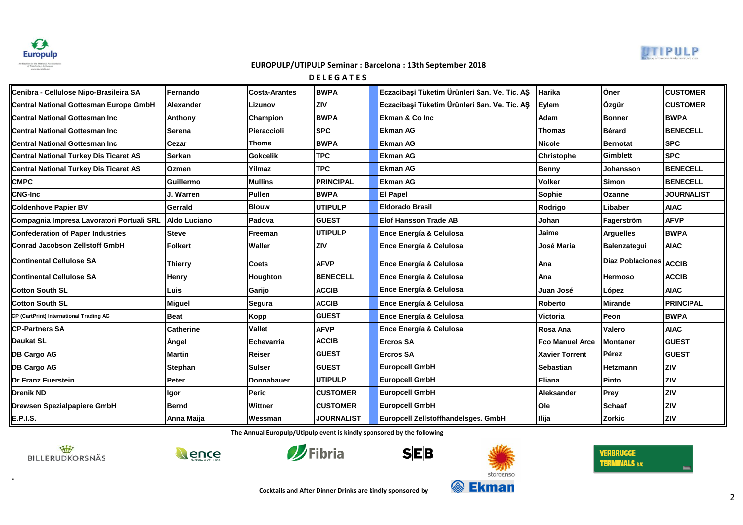EUROPULP/UTIPULP Seminar : Barcelona : 13th September 2018

DELEGATES

| Company | First Name | Last Name | Category | | Company | First Name | Last Name | Category |
|---|---|---|---|---|---|---|---|---|
| Cenibra - Cellulose Nipo-Brasileira SA | Fernando | Costa-Arantes | BWPA | | Eczacibaşi Tüketim Ürünleri San. Ve. Tic. AŞ | Harika | Öner | CUSTOMER |
| Central National Gottesman Europe GmbH | Alexander | Lizunov | ZIV | | Eczacibaşi Tüketim Ürünleri San. Ve. Tic. AŞ | Eylem | Özgür | CUSTOMER |
| Central National Gottesman Inc | Anthony | Champion | BWPA | | Ekman & Co Inc | Adam | Bonner | BWPA |
| Central National Gottesman Inc | Serena | Pieraccioli | SPC | | Ekman AG | Thomas | Bérard | BENECELL |
| Central National Gottesman Inc | Cezar | Thome | BWPA | | Ekman AG | Nicole | Bernotat | SPC |
| Central National Turkey Dis Ticaret AS | Serkan | Gokcelik | TPC | | Ekman AG | Christophe | Gimblett | SPC |
| Central National Turkey Dis Ticaret AS | Ozmen | Yilmaz | TPC | | Ekman AG | Benny | Johansson | BENECELL |
| CMPC | Guillermo | Mullins | PRINCIPAL | | Ekman AG | Volker | Simon | BENECELL |
| CNG-Inc | J. Warren | Pullen | BWPA | | El Papel | Sophie | Ozanne | JOURNALIST |
| Coldenhove Papier BV | Gerrald | Blouw | UTIPULP | | Eldorado Brasil | Rodrigo | Libaber | AIAC |
| Compagnia Impresa Lavoratori Portuali SRL | Aldo Luciano | Padova | GUEST | | Elof Hansson Trade AB | Johan | Fagerström | AFVP |
| Confederation of Paper Industries | Steve | Freeman | UTIPULP | | Ence Energía & Celulosa | Jaime | Arguelles | BWPA |
| Conrad Jacobson Zellstoff GmbH | Folkert | Waller | ZIV | | Ence Energía & Celulosa | José Maria | Balenzategui | AIAC |
| Continental Cellulose SA | Thierry | Coets | AFVP | | Ence Energía & Celulosa | Ana | Díaz Poblaciones | ACCIB |
| Continental Cellulose SA | Henry | Houghton | BENECELL | | Ence Energía & Celulosa | Ana | Hermoso | ACCIB |
| Cotton South SL | Luis | Garijo | ACCIB | | Ence Energía & Celulosa | Juan José | López | AIAC |
| Cotton South SL | Miguel | Segura | ACCIB | | Ence Energía & Celulosa | Roberto | Mirande | PRINCIPAL |
| CP (CartPrint) International Trading AG | Beat | Kopp | GUEST | | Ence Energía & Celulosa | Victoria | Peon | BWPA |
| CP-Partners SA | Catherine | Vallet | AFVP | | Ence Energía & Celulosa | Rosa Ana | Valero | AIAC |
| Daukat SL | Ángel | Echevarria | ACCIB | | Ercros SA | Fco Manuel Arce | Montaner | GUEST |
| DB Cargo AG | Martin | Reiser | GUEST | | Ercros SA | Xavier Torrent | Pérez | GUEST |
| DB Cargo AG | Stephan | Sulser | GUEST | | Europcell GmbH | Sebastian | Hetzmann | ZIV |
| Dr Franz Fuerstein | Peter | Donnabauer | UTIPULP | | Europcell GmbH | Eliana | Pinto | ZIV |
| Drenik ND | Igor | Peric | CUSTOMER | | Europcell GmbH | Aleksander | Prey | ZIV |
| Drewsen Spezialpapiere GmbH | Bernd | Wittner | CUSTOMER | | Europcell GmbH | Ole | Schaaf | ZIV |
| E.P.I.S. | Anna Maija | Wessman | JOURNALIST | | Europcell Zellstoffhandelsges. GmbH | Ilija | Zorkic | ZIV |

The Annual Europulp/Utipulp event is kindly sponsored by the following

BILLERUDKORSNÄS, ence, Fibria, SEB, storaenso, VERBRUGGE TERMINALS B.V.

Cocktails and After Dinner Drinks are kindly sponsored by Ekman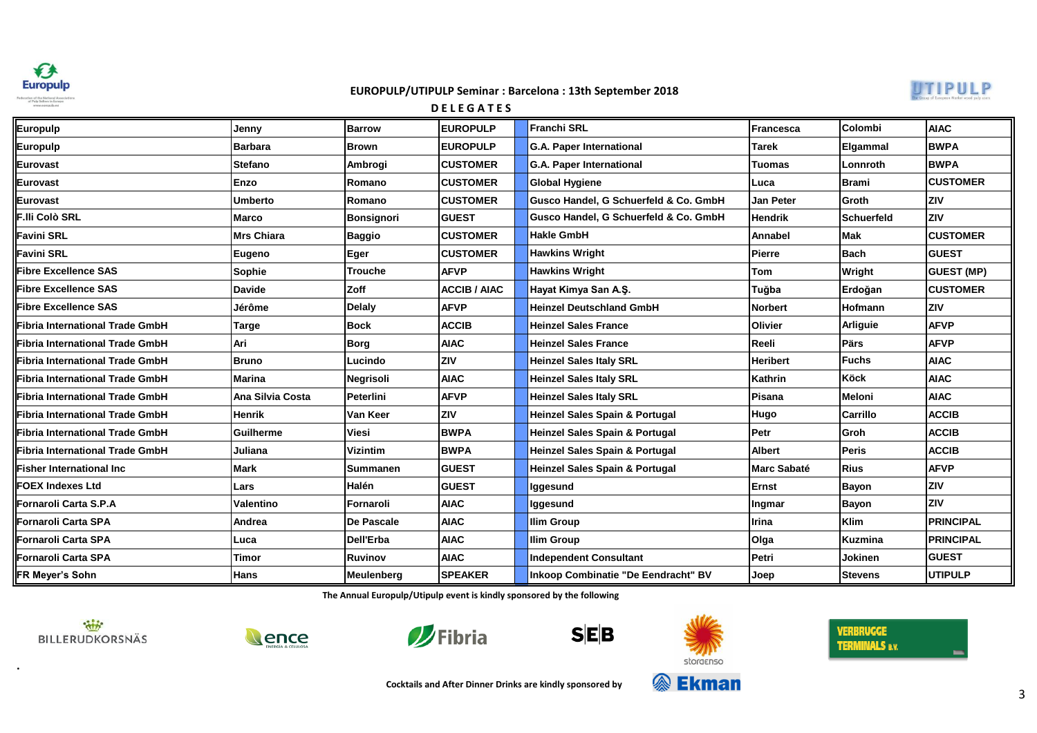**EUROPULP/UTIPULP Seminar : Barcelona : 13th September 2018**

**D E L E G A T E S**

| | | | | | | | |
|---|---|---|---|---|---|---|---|
| Europulp | Jenny | Barrow | EUROPULP | Franchi SRL | Francesca | Colombi | AIAC |
| Europulp | Barbara | Brown | EUROPULP | G.A. Paper International | Tarek | Elgammal | BWPA |
| Eurovast | Stefano | Ambrogi | CUSTOMER | G.A. Paper International | Tuomas | Lonnroth | BWPA |
| Eurovast | Enzo | Romano | CUSTOMER | Global Hygiene | Luca | Brami | CUSTOMER |
| Eurovast | Umberto | Romano | CUSTOMER | Gusco Handel, G Schuerfeld & Co. GmbH | Jan Peter | Groth | ZIV |
| F.lli Colò SRL | Marco | Bonsignori | GUEST | Gusco Handel, G Schuerfeld & Co. GmbH | Hendrik | Schuerfeld | ZIV |
| Favini SRL | Mrs Chiara | Baggio | CUSTOMER | Hakle GmbH | Annabel | Mak | CUSTOMER |
| Favini SRL | Eugeno | Eger | CUSTOMER | Hawkins Wright | Pierre | Bach | GUEST |
| Fibre Excellence SAS | Sophie | Trouche | AFVP | Hawkins Wright | Tom | Wright | GUEST (MP) |
| Fibre Excellence SAS | Davide | Zoff | ACCIB / AIAC | Hayat Kimya San A.Ş. | Tuğba | Erdoğan | CUSTOMER |
| Fibre Excellence SAS | Jérôme | Delaly | AFVP | Heinzel Deutschland GmbH | Norbert | Hofmann | ZIV |
| Fibria International Trade GmbH | Targe | Bock | ACCIB | Heinzel Sales France | Olivier | Arliguie | AFVP |
| Fibria International Trade GmbH | Ari | Borg | AIAC | Heinzel Sales France | Reeli | Pärs | AFVP |
| Fibria International Trade GmbH | Bruno | Lucindo | ZIV | Heinzel Sales Italy SRL | Heribert | Fuchs | AIAC |
| Fibria International Trade GmbH | Marina | Negrisoli | AIAC | Heinzel Sales Italy SRL | Kathrin | Köck | AIAC |
| Fibria International Trade GmbH | Ana Silvia Costa | Peterlini | AFVP | Heinzel Sales Italy SRL | Pisana | Meloni | AIAC |
| Fibria International Trade GmbH | Henrik | Van Keer | ZIV | Heinzel Sales Spain & Portugal | Hugo | Carrillo | ACCIB |
| Fibria International Trade GmbH | Guilherme | Viesi | BWPA | Heinzel Sales Spain & Portugal | Petr | Groh | ACCIB |
| Fibria International Trade GmbH | Juliana | Vizintim | BWPA | Heinzel Sales Spain & Portugal | Albert | Peris | ACCIB |
| Fisher International Inc | Mark | Summanen | GUEST | Heinzel Sales Spain & Portugal | Marc Sabaté | Rius | AFVP |
| FOEX Indexes Ltd | Lars | Halén | GUEST | Iggesund | Ernst | Bayon | ZIV |
| Fornaroli Carta S.P.A | Valentino | Fornaroli | AIAC | Iggesund | Ingmar | Bayon | ZIV |
| Fornaroli Carta SPA | Andrea | De Pascale | AIAC | Ilim Group | Irina | Klim | PRINCIPAL |
| Fornaroli Carta SPA | Luca | Dell'Erba | AIAC | Ilim Group | Olga | Kuzmina | PRINCIPAL |
| Fornaroli Carta SPA | Timor | Ruvinov | AIAC | Independent Consultant | Petri | Jokinen | GUEST |
| FR Meyer's Sohn | Hans | Meulenberg | SPEAKER | Inkoop Combinatie "De Eendracht" BV | Joep | Stevens | UTIPULP |

The Annual Europulp/Utipulp event is kindly sponsored by the following

BILLERUDKORSNÄS · ence · Fibria · SEB · storaenso · VERBRUGGE TERMINALS B.V.

Cocktails and After Dinner Drinks are kindly sponsored by Ekman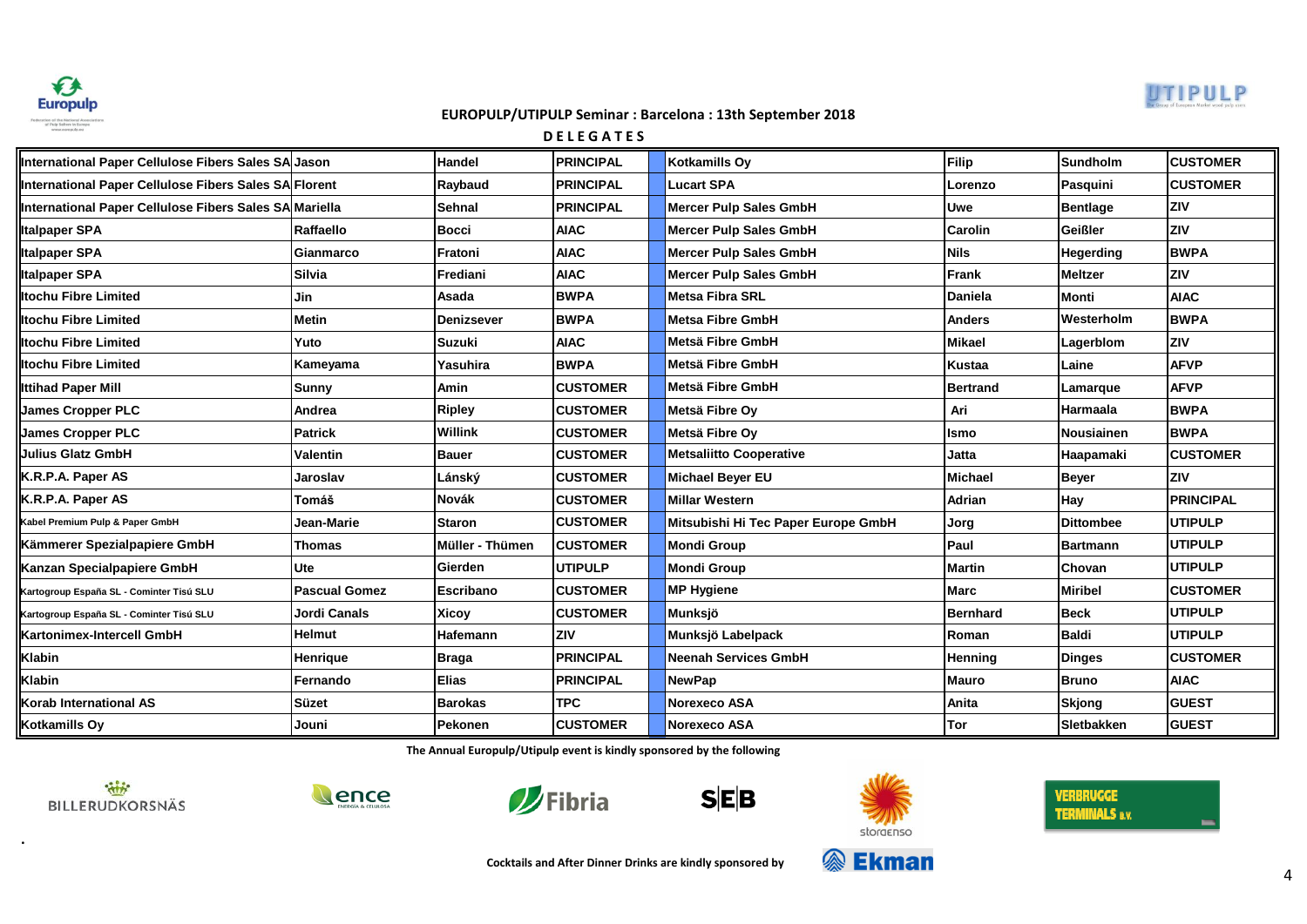## EUROPULP/UTIPULP Seminar : Barcelona : 13th September 2018

**D E L E G A T E S**

| | | | | | | | |
|---|---|---|---|---|---|---|---|
| International Paper Cellulose Fibers Sales SA | Jason | Handel | PRINCIPAL | Kotkamills Oy | Filip | Sundholm | CUSTOMER |
| International Paper Cellulose Fibers Sales SA | Florent | Raybaud | PRINCIPAL | Lucart SPA | Lorenzo | Pasquini | CUSTOMER |
| International Paper Cellulose Fibers Sales SA | Mariella | Sehnal | PRINCIPAL | Mercer Pulp Sales GmbH | Uwe | Bentlage | ZIV |
| Italpaper SPA | Raffaello | Bocci | AIAC | Mercer Pulp Sales GmbH | Carolin | Geißler | ZIV |
| Italpaper SPA | Gianmarco | Fratoni | AIAC | Mercer Pulp Sales GmbH | Nils | Hegerding | BWPA |
| Italpaper SPA | Silvia | Frediani | AIAC | Mercer Pulp Sales GmbH | Frank | Meltzer | ZIV |
| Itochu Fibre Limited | Jin | Asada | BWPA | Metsa Fibra SRL | Daniela | Monti | AIAC |
| Itochu Fibre Limited | Metin | Denizsever | BWPA | Metsa Fibre GmbH | Anders | Westerholm | BWPA |
| Itochu Fibre Limited | Yuto | Suzuki | AIAC | Metsä Fibre GmbH | Mikael | Lagerblom | ZIV |
| Itochu Fibre Limited | Kameyama | Yasuhira | BWPA | Metsä Fibre GmbH | Kustaa | Laine | AFVP |
| Ittihad Paper Mill | Sunny | Amin | CUSTOMER | Metsä Fibre GmbH | Bertrand | Lamarque | AFVP |
| James Cropper PLC | Andrea | Ripley | CUSTOMER | Metsä Fibre Oy | Ari | Harmaala | BWPA |
| James Cropper PLC | Patrick | Willink | CUSTOMER | Metsä Fibre Oy | Ismo | Nousiainen | BWPA |
| Julius Glatz GmbH | Valentin | Bauer | CUSTOMER | Metsaliitto Cooperative | Jatta | Haapamaki | CUSTOMER |
| K.R.P.A. Paper AS | Jaroslav | Lánský | CUSTOMER | Michael Beyer EU | Michael | Beyer | ZIV |
| K.R.P.A. Paper AS | Tomáš | Novák | CUSTOMER | Millar Western | Adrian | Hay | PRINCIPAL |
| Kabel Premium Pulp & Paper GmbH | Jean-Marie | Staron | CUSTOMER | Mitsubishi Hi Tec Paper Europe GmbH | Jorg | Dittombee | UTIPULP |
| Kämmerer Spezialpapiere GmbH | Thomas | Müller - Thümen | CUSTOMER | Mondi Group | Paul | Bartmann | UTIPULP |
| Kanzan Specialpapiere GmbH | Ute | Gierden | UTIPULP | Mondi Group | Martin | Chovan | UTIPULP |
| Kartogroup España SL - Cominter Tisú SLU | Pascual Gomez | Escribano | CUSTOMER | MP Hygiene | Marc | Miribel | CUSTOMER |
| Kartogroup España SL - Cominter Tisú SLU | Jordi Canals | Xicoy | CUSTOMER | Munksjö | Bernhard | Beck | UTIPULP |
| Kartonimex-Intercell GmbH | Helmut | Hafemann | ZIV | Munksjö Labelpack | Roman | Baldi | UTIPULP |
| Klabin | Henrique | Braga | PRINCIPAL | Neenah Services GmbH | Henning | Dinges | CUSTOMER |
| Klabin | Fernando | Elias | PRINCIPAL | NewPap | Mauro | Bruno | AIAC |
| Korab International AS | Süzet | Barokas | TPC | Norexeco ASA | Anita | Skjong | GUEST |
| Kotkamills Oy | Jouni | Pekonen | CUSTOMER | Norexeco ASA | Tor | Sletbakken | GUEST |

The Annual Europulp/Utipulp event is kindly sponsored by the following

Cocktails and After Dinner Drinks are kindly sponsored by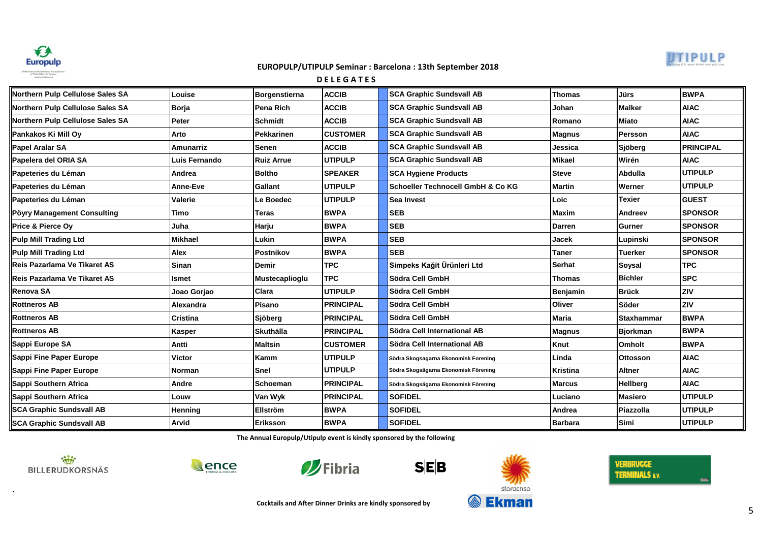**EUROPULP/UTIPULP Seminar : Barcelona : 13th September 2018**

**DELEGATES**

| Company | First Name | Last Name | Category | | Company | First Name | Last Name | Category |
|---|---|---|---|---|---|---|---|---|
| Northern Pulp Cellulose Sales SA | Louise | Borgenstierna | ACCIB | | SCA Graphic Sundsvall AB | Thomas | Jürs | BWPA |
| Northern Pulp Cellulose Sales SA | Borja | Pena Rich | ACCIB | | SCA Graphic Sundsvall AB | Johan | Malker | AIAC |
| Northern Pulp Cellulose Sales SA | Peter | Schmidt | ACCIB | | SCA Graphic Sundsvall AB | Romano | Miato | AIAC |
| Pankakos Ki Mill Oy | Arto | Pekkarinen | CUSTOMER | | SCA Graphic Sundsvall AB | Magnus | Persson | AIAC |
| Papel Aralar SA | Amunarriz | Senen | ACCIB | | SCA Graphic Sundsvall AB | Jessica | Sjöberg | PRINCIPAL |
| Papelera del ORIA SA | Luis Fernando | Ruiz Arrue | UTIPULP | | SCA Graphic Sundsvall AB | Mikael | Wirén | AIAC |
| Papeteries du Léman | Andrea | Boltho | SPEAKER | | SCA Hygiene Products | Steve | Abdulla | UTIPULP |
| Papeteries du Léman | Anne-Eve | Gallant | UTIPULP | | Schoeller Technocell GmbH & Co KG | Martin | Werner | UTIPULP |
| Papeteries du Léman | Valerie | Le Boedec | UTIPULP | | Sea Invest | Loic | Texier | GUEST |
| Pöyry Management Consulting | Timo | Teras | BWPA | | SEB | Maxim | Andreev | SPONSOR |
| Price & Pierce Oy | Juha | Harju | BWPA | | SEB | Darren | Gurner | SPONSOR |
| Pulp Mill Trading Ltd | Mikhael | Lukin | BWPA | | SEB | Jacek | Lupinski | SPONSOR |
| Pulp Mill Trading Ltd | Alex | Postnikov | BWPA | | SEB | Taner | Tuerker | SPONSOR |
| Reis Pazarlama Ve Tikaret AS | Sinan | Demir | TPC | | Simpeks Kağit Ürünleri Ltd | Serhat | Soysal | TPC |
| Reis Pazarlama Ve Tikaret AS | Ismet | Mustecaplioglu | TPC | | Södra Cell GmbH | Thomas | Bichler | SPC |
| Renova SA | Joao Gorjao | Clara | UTIPULP | | Södra Cell GmbH | Benjamin | Brück | ZIV |
| Rottneros AB | Alexandra | Pisano | PRINCIPAL | | Södra Cell GmbH | Oliver | Söder | ZIV |
| Rottneros AB | Cristina | Sjöberg | PRINCIPAL | | Södra Cell GmbH | Maria | Staxhammar | BWPA |
| Rottneros AB | Kasper | Skuthälla | PRINCIPAL | | Södra Cell International AB | Magnus | Bjorkman | BWPA |
| Sappi Europe SA | Antti | Maltsin | CUSTOMER | | Södra Cell International AB | Knut | Omholt | BWPA |
| Sappi Fine Paper Europe | Victor | Kamm | UTIPULP | | Södra Skogsagarna Ekonomisk Forening | Linda | Ottosson | AIAC |
| Sappi Fine Paper Europe | Norman | Snel | UTIPULP | | Södra Skogsägarna Ekonomisk Förening | Kristina | Altner | AIAC |
| Sappi Southern Africa | Andre | Schoeman | PRINCIPAL | | Södra Skogsägarna Ekonomisk Förening | Marcus | Hellberg | AIAC |
| Sappi Southern Africa | Louw | Van Wyk | PRINCIPAL | | SOFIDEL | Luciano | Masiero | UTIPULP |
| SCA Graphic Sundsvall AB | Henning | Ellström | BWPA | | SOFIDEL | Andrea | Piazzolla | UTIPULP |
| SCA Graphic Sundsvall AB | Arvid | Eriksson | BWPA | | SOFIDEL | Barbara | Simi | UTIPULP |

**The Annual Europulp/Utipulp event is kindly sponsored by the following**

BILLERUDKORSNÄS · ence · Fibria · SEB · storaenso · VERBRUGGE TERMINALS B.V.

**Cocktails and After Dinner Drinks are kindly sponsored by** Ekman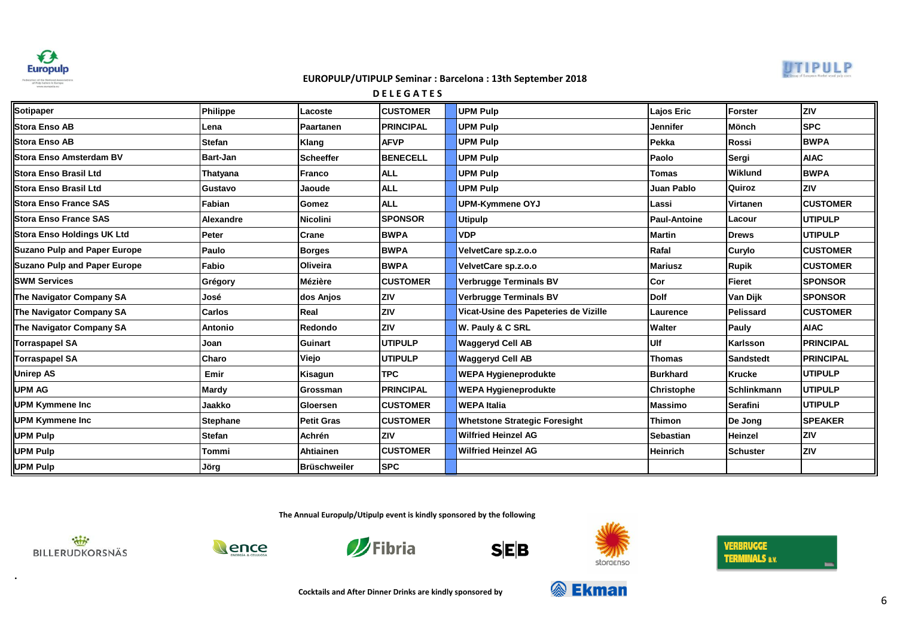**EUROPULP/UTIPULP Seminar : Barcelona : 13th September 2018**

**DELEGATES**

| | | | | | | | |
|---|---|---|---|---|---|---|---|
| Sotipaper | Philippe | Lacoste | CUSTOMER | UPM Pulp | Lajos Eric | Forster | ZIV |
| Stora Enso AB | Lena | Paartanen | PRINCIPAL | UPM Pulp | Jennifer | Mönch | SPC |
| Stora Enso AB | Stefan | Klang | AFVP | UPM Pulp | Pekka | Rossi | BWPA |
| Stora Enso Amsterdam BV | Bart-Jan | Scheeffer | BENECELL | UPM Pulp | Paolo | Sergi | AIAC |
| Stora Enso Brasil Ltd | Thatyana | Franco | ALL | UPM Pulp | Tomas | Wiklund | BWPA |
| Stora Enso Brasil Ltd | Gustavo | Jaoude | ALL | UPM Pulp | Juan Pablo | Quiroz | ZIV |
| Stora Enso France SAS | Fabian | Gomez | ALL | UPM-Kymmene OYJ | Lassi | Virtanen | CUSTOMER |
| Stora Enso France SAS | Alexandre | Nicolini | SPONSOR | Utipulp | Paul-Antoine | Lacour | UTIPULP |
| Stora Enso Holdings UK Ltd | Peter | Crane | BWPA | VDP | Martin | Drews | UTIPULP |
| Suzano Pulp and Paper Europe | Paulo | Borges | BWPA | VelvetCare sp.z.o.o | Rafal | Curylo | CUSTOMER |
| Suzano Pulp and Paper Europe | Fabio | Oliveira | BWPA | VelvetCare sp.z.o.o | Mariusz | Rupik | CUSTOMER |
| SWM Services | Grégory | Mézière | CUSTOMER | Verbrugge Terminals BV | Cor | Fieret | SPONSOR |
| The Navigator Company SA | José | dos Anjos | ZIV | Verbrugge Terminals BV | Dolf | Van Dijk | SPONSOR |
| The Navigator Company SA | Carlos | Real | ZIV | Vicat-Usine des Papeteries de Vizille | Laurence | Pelissard | CUSTOMER |
| The Navigator Company SA | Antonio | Redondo | ZIV | W. Pauly & C SRL | Walter | Pauly | AIAC |
| Torraspapel SA | Joan | Guinart | UTIPULP | Waggeryd Cell AB | Ulf | Karlsson | PRINCIPAL |
| Torraspapel SA | Charo | Viejo | UTIPULP | Waggeryd Cell AB | Thomas | Sandstedt | PRINCIPAL |
| Unirep AS | Emir | Kisagun | TPC | WEPA Hygieneprodukte | Burkhard | Krucke | UTIPULP |
| UPM AG | Mardy | Grossman | PRINCIPAL | WEPA Hygieneprodukte | Christophe | Schlinkmann | UTIPULP |
| UPM Kymmene Inc | Jaakko | Gloersen | CUSTOMER | WEPA Italia | Massimo | Serafini | UTIPULP |
| UPM Kymmene Inc | Stephane | Petit Gras | CUSTOMER | Whetstone Strategic Foresight | Thimon | De Jong | SPEAKER |
| UPM Pulp | Stefan | Achrén | ZIV | Wilfried Heinzel AG | Sebastian | Heinzel | ZIV |
| UPM Pulp | Tommi | Ahtiainen | CUSTOMER | Wilfried Heinzel AG | Heinrich | Schuster | ZIV |
| UPM Pulp | Jörg | Brüschweiler | SPC | | | | |

The Annual Europulp/Utipulp event is kindly sponsored by the following

Cocktails and After Dinner Drinks are kindly sponsored by